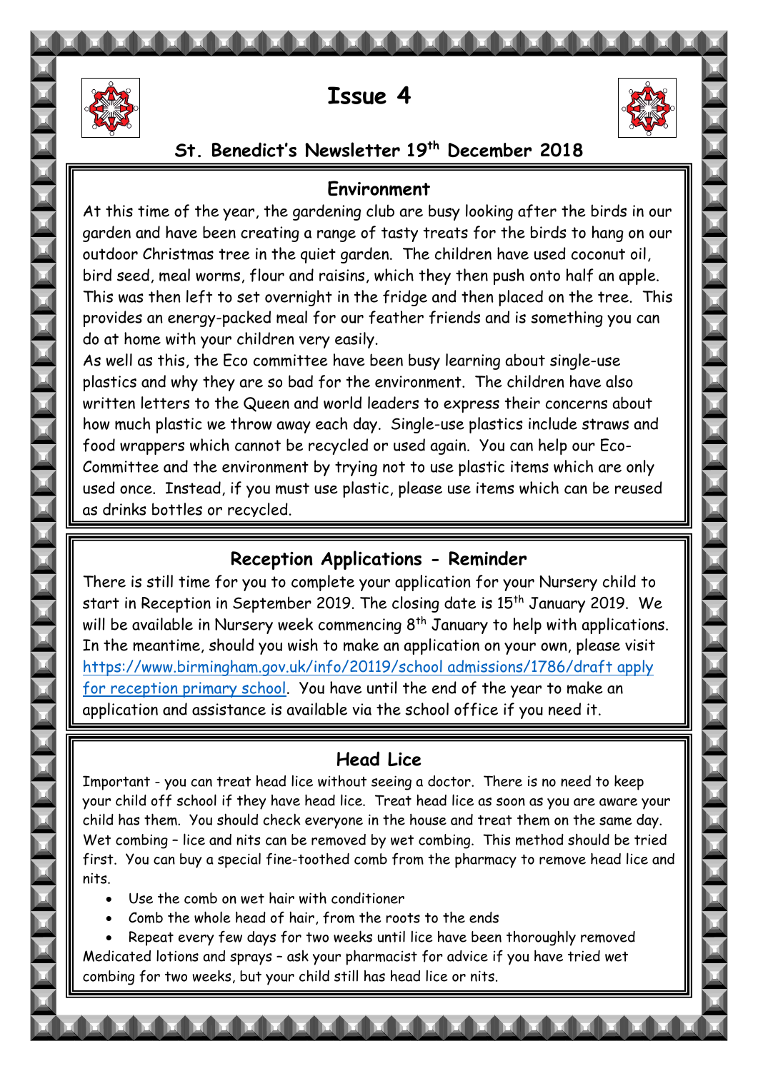# Issue 4

## St. Benedict's Newsletter 19th December 2018

### Environment

At this time of the year, the gardening club are busy looking after the birds in our garden and have been creating a range of tasty treats for the birds to hang on our outdoor Christmas tree in the quiet garden. The children have used coconut oil, bird seed, meal worms, flour and raisins, which they then push onto half an apple. This was then left to set overnight in the fridge and then placed on the tree. This provides an energy-packed meal for our feather friends and is something you can do at home with your children very easily.

As well as this, the Eco committee have been busy learning about single-use plastics and why they are so bad for the environment. The children have also written letters to the Queen and world leaders to express their concerns about how much plastic we throw away each day. Single-use plastics include straws and food wrappers which cannot be recycled or used again. You can help our Eco-Committee and the environment by trying not to use plastic items which are only used once. Instead, if you must use plastic, please use items which can be reused as drinks bottles or recycled.

### Reception Applications - Reminder

There is still time for you to complete your application for your Nursery child to start in Reception in September 2019. The closing date is 15th January 2019. We will be available in Nursery week commencing 8th January to help with applications. In the meantime, should you wish to make an application on your own, please visit [https://www.birmingham.gov.uk/info/20119/school admissions/1786/draft apply for reception primary school](https://www.birmingham.gov.uk/info/20119/school%20admissions/1786/draft%20apply%20for%20reception%20primary%20school). You have until the end of the year to make an application and assistance is available via the school office if you need it.

### Head Lice

Important - you can treat head lice without seeing a doctor. There is no need to keep your child off school if they have head lice. Treat head lice as soon as you are aware your child has them. You should check everyone in the house and treat them on the same day. Wet combing – lice and nits can be removed by wet combing. This method should be tried first. You can buy a special fine-toothed comb from the pharmacy to remove head lice and nits.

- Use the comb on wet hair with conditioner
- Comb the whole head of hair, from the roots to the ends
- Repeat every few days for two weeks until lice have been thoroughly removed

Medicated lotions and sprays – ask your pharmacist for advice if you have tried wet combing for two weeks, but your child still has head lice or nits.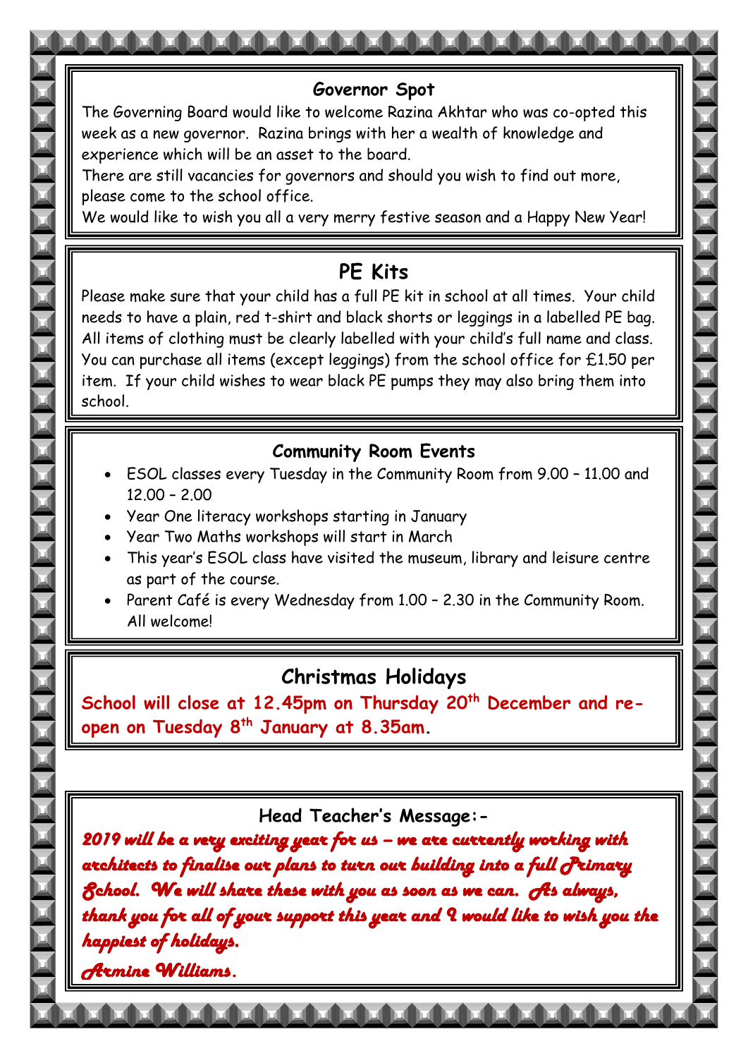## Governor Spot

The Governing Board would like to welcome Razina Akhtar who was co-opted this week as a new governor. Razina brings with her a wealth of knowledge and experience which will be an asset to the board.

There are still vacancies for governors and should you wish to find out more, please come to the school office.

We would like to wish you all a very merry festive season and a Happy New Year!

## PE Kits

Please make sure that your child has a full PE kit in school at all times. Your child needs to have a plain, red t-shirt and black shorts or leggings in a labelled PE bag. All items of clothing must be clearly labelled with your child's full name and class. You can purchase all items (except leggings) from the school office for £1.50 per item. If your child wishes to wear black PE pumps they may also bring them into school.

## Community Room Events

- ESOL classes every Tuesday in the Community Room from 9.00 – 11.00 and 12.00 – 2.00
- Year One literacy workshops starting in January
- Year Two Maths workshops will start in March
- This year's ESOL class have visited the museum, library and leisure centre as part of the course.
- Parent Café is every Wednesday from 1.00 – 2.30 in the Community Room. All welcome!

## Christmas Holidays

**School will close at 12.45pm on Thursday 20th December and re-open on Tuesday 8th January at 8.35am.**

## Head Teacher's Message:-

***2019 will be a very exciting year for us – we are currently working with architects to finalise our plans to turn our building into a full Primary School. We will share these with you as soon as we can. As always, thank you for all of your support this year and I would like to wish you the happiest of holidays.***

***Armine Williams.***